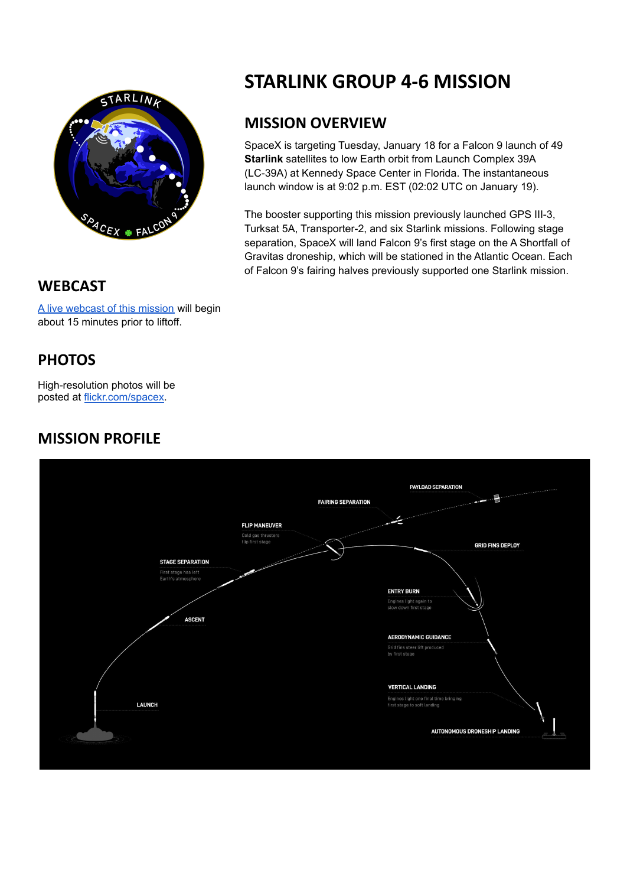# STARLINK GROUP 4-6 MISSION

## MISSION OVERVIEW

SpaceX is targeting Tuesday, January 18 for a Falcon 9 launch of 49 **Starlink** satellites to low Earth orbit from Launch Complex 39A (LC-39A) at Kennedy Space Center in Florida. The instantaneous launch window is at 9:02 p.m. EST (02:02 UTC on January 19).

The booster supporting this mission previously launched GPS III-3, Turksat 5A, Transporter-2, and six Starlink missions. Following stage separation, SpaceX will land Falcon 9's first stage on the A Shortfall of Gravitas droneship, which will be stationed in the Atlantic Ocean. Each of Falcon 9's fairing halves previously supported one Starlink mission.

## WEBCAST

[A live webcast of this mission](A live webcast of this mission) will begin about 15 minutes prior to liftoff.

## PHOTOS

High-resolution photos will be posted at [flickr.com/spacex](flickr.com/spacex).

## MISSION PROFILE

PAYLOAD SEPARATION

FAIRING SEPARATION

FLIP MANEUVER
Cold gas thrusters flip first stage

GRID FINS DEPLOY

STAGE SEPARATION
First stage has left Earth's atmosphere

ENTRY BURN
Engines light again to slow down first stage

ASCENT

AERODYNAMIC GUIDANCE
Grid fins steer lift produced by first stage

VERTICAL LANDING
Engines light one final time bringing first stage to soft landing

LAUNCH

AUTONOMOUS DRONESHIP LANDING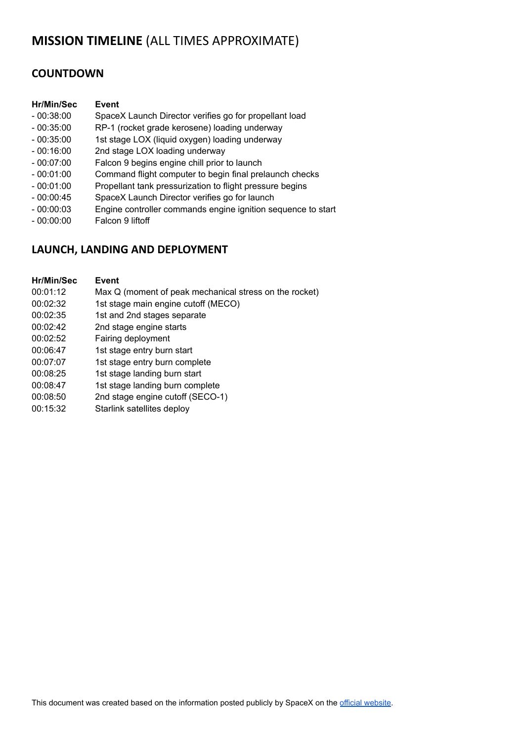# **MISSION TIMELINE** (ALL TIMES APPROXIMATE)

## COUNTDOWN

| Hr/Min/Sec | Event |
| --- | --- |
| - 00:38:00 | SpaceX Launch Director verifies go for propellant load |
| - 00:35:00 | RP-1 (rocket grade kerosene) loading underway |
| - 00:35:00 | 1st stage LOX (liquid oxygen) loading underway |
| - 00:16:00 | 2nd stage LOX loading underway |
| - 00:07:00 | Falcon 9 begins engine chill prior to launch |
| - 00:01:00 | Command flight computer to begin final prelaunch checks |
| - 00:01:00 | Propellant tank pressurization to flight pressure begins |
| - 00:00:45 | SpaceX Launch Director verifies go for launch |
| - 00:00:03 | Engine controller commands engine ignition sequence to start |
| - 00:00:00 | Falcon 9 liftoff |

## LAUNCH, LANDING AND DEPLOYMENT

| Hr/Min/Sec | Event |
| --- | --- |
| 00:01:12 | Max Q (moment of peak mechanical stress on the rocket) |
| 00:02:32 | 1st stage main engine cutoff (MECO) |
| 00:02:35 | 1st and 2nd stages separate |
| 00:02:42 | 2nd stage engine starts |
| 00:02:52 | Fairing deployment |
| 00:06:47 | 1st stage entry burn start |
| 00:07:07 | 1st stage entry burn complete |
| 00:08:25 | 1st stage landing burn start |
| 00:08:47 | 1st stage landing burn complete |
| 00:08:50 | 2nd stage engine cutoff (SECO-1) |
| 00:15:32 | Starlink satellites deploy |

This document was created based on the information posted publicly by SpaceX on the official website.